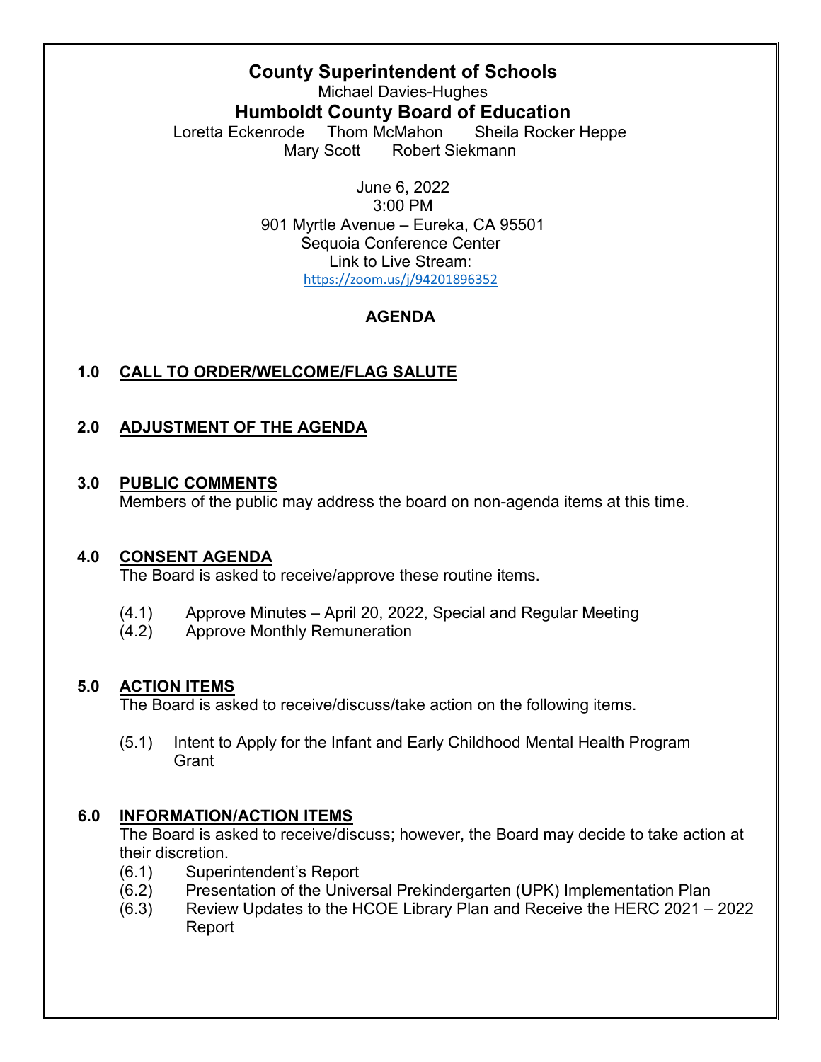# County Superintendent of Schools

Michael Davies-Hughes

## Humboldt County Board of Education

Loretta Eckenrode Thom McMahon Sheila Rocker Heppe
Mary Scott Robert Siekmann

June 6, 2022
3:00 PM
901 Myrtle Avenue – Eureka, CA 95501
Sequoia Conference Center
Link to Live Stream:
https://zoom.us/j/94201896352

**AGENDA**

**1.0 CALL TO ORDER/WELCOME/FLAG SALUTE**

**2.0 ADJUSTMENT OF THE AGENDA**

**3.0 PUBLIC COMMENTS**

Members of the public may address the board on non-agenda items at this time.

**4.0 CONSENT AGENDA**

The Board is asked to receive/approve these routine items.

(4.1) Approve Minutes – April 20, 2022, Special and Regular Meeting
(4.2) Approve Monthly Remuneration

**5.0 ACTION ITEMS**

The Board is asked to receive/discuss/take action on the following items.

(5.1) Intent to Apply for the Infant and Early Childhood Mental Health Program Grant

**6.0 INFORMATION/ACTION ITEMS**

The Board is asked to receive/discuss; however, the Board may decide to take action at their discretion.

(6.1) Superintendent's Report
(6.2) Presentation of the Universal Prekindergarten (UPK) Implementation Plan
(6.3) Review Updates to the HCOE Library Plan and Receive the HERC 2021 – 2022 Report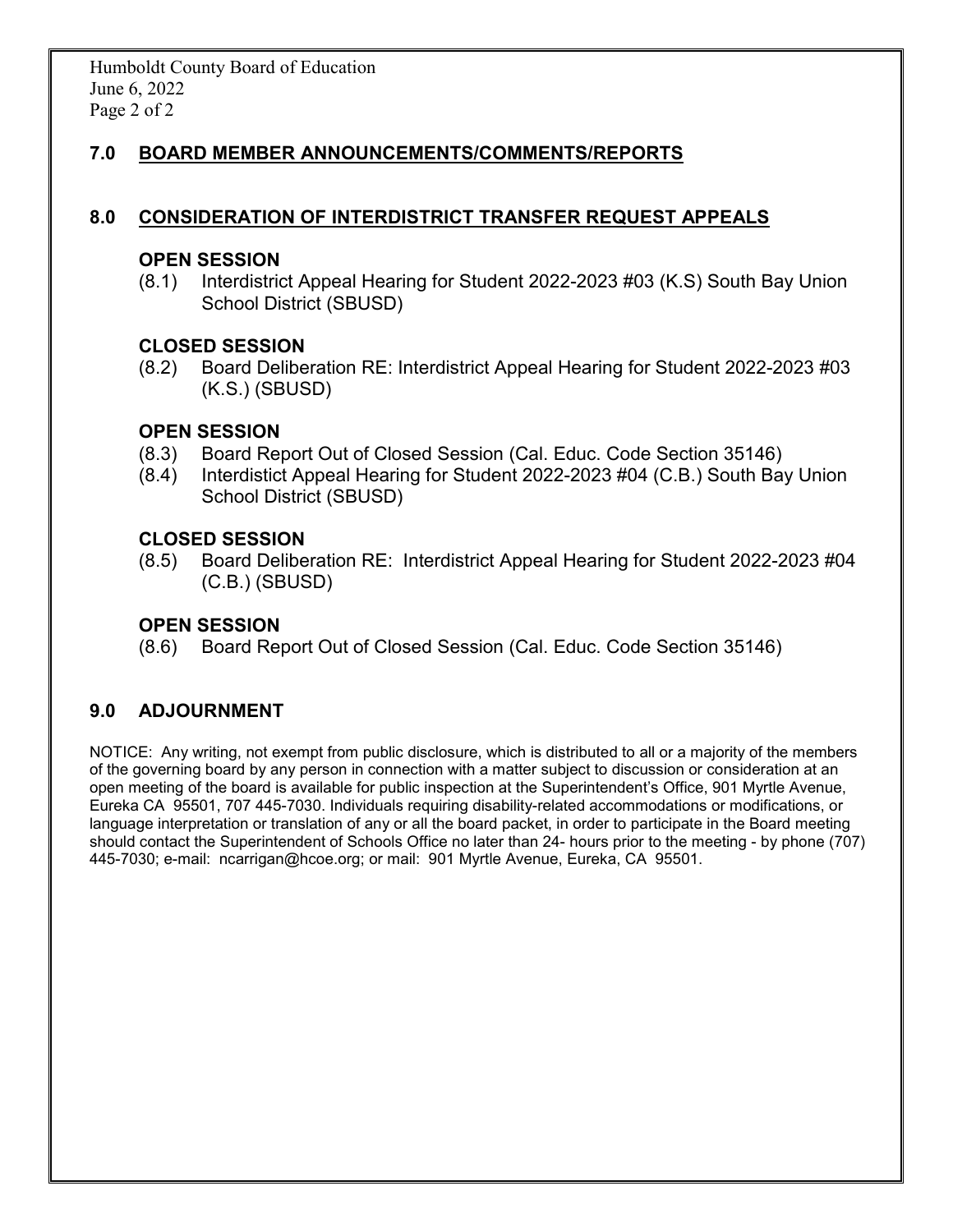## 7.0 BOARD MEMBER ANNOUNCEMENTS/COMMENTS/REPORTS

## 8.0 CONSIDERATION OF INTERDISTRICT TRANSFER REQUEST APPEALS

**OPEN SESSION**

(8.1) Interdistrict Appeal Hearing for Student 2022-2023 #03 (K.S) South Bay Union School District (SBUSD)

**CLOSED SESSION**

(8.2) Board Deliberation RE: Interdistrict Appeal Hearing for Student 2022-2023 #03 (K.S.) (SBUSD)

**OPEN SESSION**

(8.3) Board Report Out of Closed Session (Cal. Educ. Code Section 35146)

(8.4) Interdistict Appeal Hearing for Student 2022-2023 #04 (C.B.) South Bay Union School District (SBUSD)

**CLOSED SESSION**

(8.5) Board Deliberation RE: Interdistrict Appeal Hearing for Student 2022-2023 #04 (C.B.) (SBUSD)

**OPEN SESSION**

(8.6) Board Report Out of Closed Session (Cal. Educ. Code Section 35146)

## 9.0 ADJOURNMENT

NOTICE: Any writing, not exempt from public disclosure, which is distributed to all or a majority of the members of the governing board by any person in connection with a matter subject to discussion or consideration at an open meeting of the board is available for public inspection at the Superintendent's Office, 901 Myrtle Avenue, Eureka CA 95501, 707 445-7030. Individuals requiring disability-related accommodations or modifications, or language interpretation or translation of any or all the board packet, in order to participate in the Board meeting should contact the Superintendent of Schools Office no later than 24- hours prior to the meeting - by phone (707) 445-7030; e-mail: ncarrigan@hcoe.org; or mail: 901 Myrtle Avenue, Eureka, CA 95501.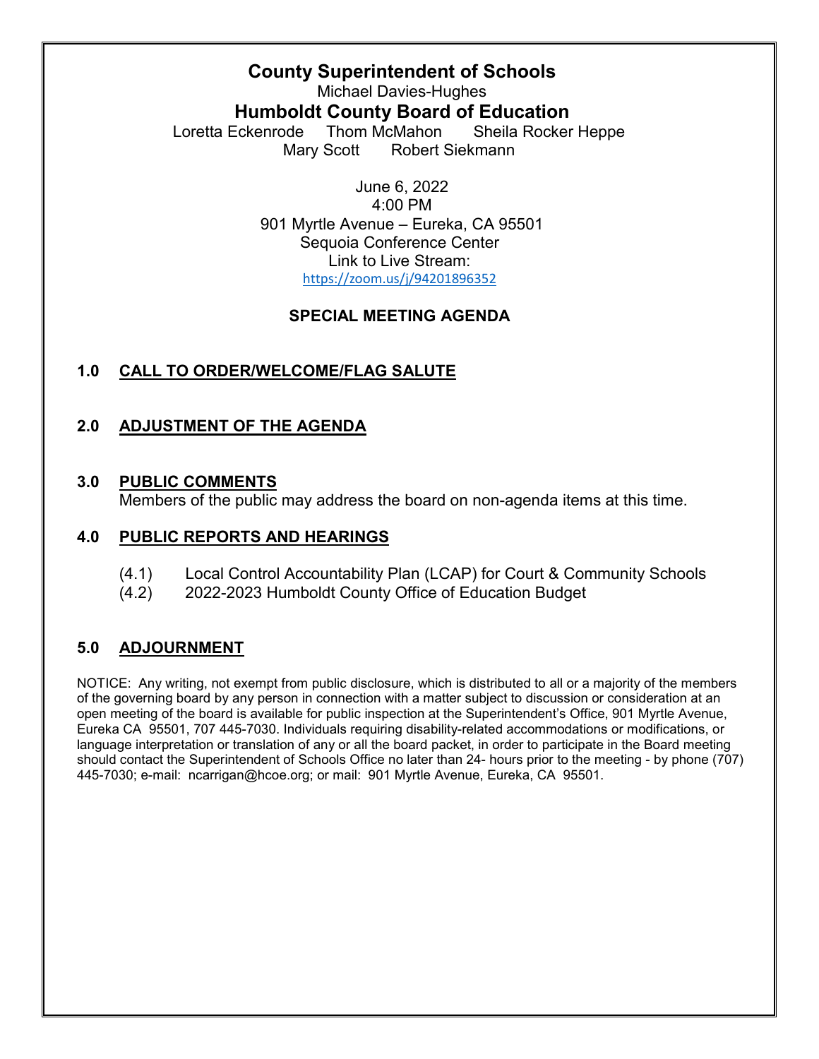# County Superintendent of Schools

Michael Davies-Hughes

## Humboldt County Board of Education

Loretta Eckenrode  Thom McMahon  Sheila Rocker Heppe
Mary Scott  Robert Siekmann

June 6, 2022
4:00 PM
901 Myrtle Avenue – Eureka, CA 95501
Sequoia Conference Center
Link to Live Stream:
https://zoom.us/j/94201896352

### SPECIAL MEETING AGENDA

**1.0 CALL TO ORDER/WELCOME/FLAG SALUTE**

**2.0 ADJUSTMENT OF THE AGENDA**

**3.0 PUBLIC COMMENTS**

Members of the public may address the board on non-agenda items at this time.

**4.0 PUBLIC REPORTS AND HEARINGS**

(4.1) Local Control Accountability Plan (LCAP) for Court & Community Schools

(4.2) 2022-2023 Humboldt County Office of Education Budget

**5.0 ADJOURNMENT**

NOTICE: Any writing, not exempt from public disclosure, which is distributed to all or a majority of the members of the governing board by any person in connection with a matter subject to discussion or consideration at an open meeting of the board is available for public inspection at the Superintendent's Office, 901 Myrtle Avenue, Eureka CA 95501, 707 445-7030. Individuals requiring disability-related accommodations or modifications, or language interpretation or translation of any or all the board packet, in order to participate in the Board meeting should contact the Superintendent of Schools Office no later than 24- hours prior to the meeting - by phone (707) 445-7030; e-mail: ncarrigan@hcoe.org; or mail: 901 Myrtle Avenue, Eureka, CA 95501.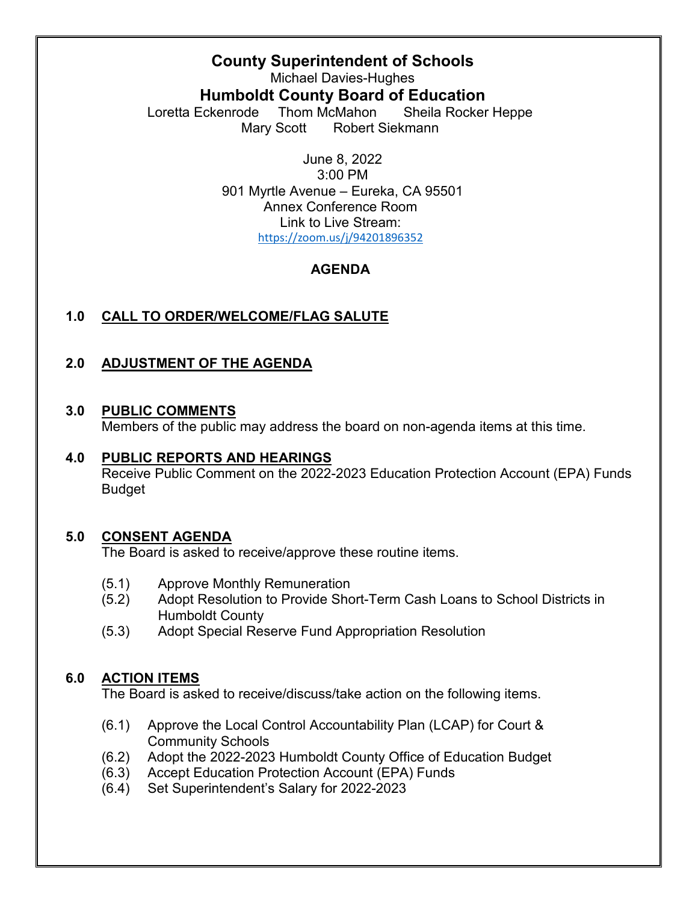# County Superintendent of Schools

Michael Davies-Hughes

## Humboldt County Board of Education

Loretta Eckenrode     Thom McMahon     Sheila Rocker Heppe
Mary Scott     Robert Siekmann

June 8, 2022
3:00 PM
901 Myrtle Avenue – Eureka, CA 95501
Annex Conference Room
Link to Live Stream:
https://zoom.us/j/94201896352

**AGENDA**

## 1.0 CALL TO ORDER/WELCOME/FLAG SALUTE

## 2.0 ADJUSTMENT OF THE AGENDA

## 3.0 PUBLIC COMMENTS

Members of the public may address the board on non-agenda items at this time.

## 4.0 PUBLIC REPORTS AND HEARINGS

Receive Public Comment on the 2022-2023 Education Protection Account (EPA) Funds Budget

## 5.0 CONSENT AGENDA

The Board is asked to receive/approve these routine items.

- (5.1) Approve Monthly Remuneration
- (5.2) Adopt Resolution to Provide Short-Term Cash Loans to School Districts in Humboldt County
- (5.3) Adopt Special Reserve Fund Appropriation Resolution

## 6.0 ACTION ITEMS

The Board is asked to receive/discuss/take action on the following items.

- (6.1) Approve the Local Control Accountability Plan (LCAP) for Court & Community Schools
- (6.2) Adopt the 2022-2023 Humboldt County Office of Education Budget
- (6.3) Accept Education Protection Account (EPA) Funds
- (6.4) Set Superintendent's Salary for 2022-2023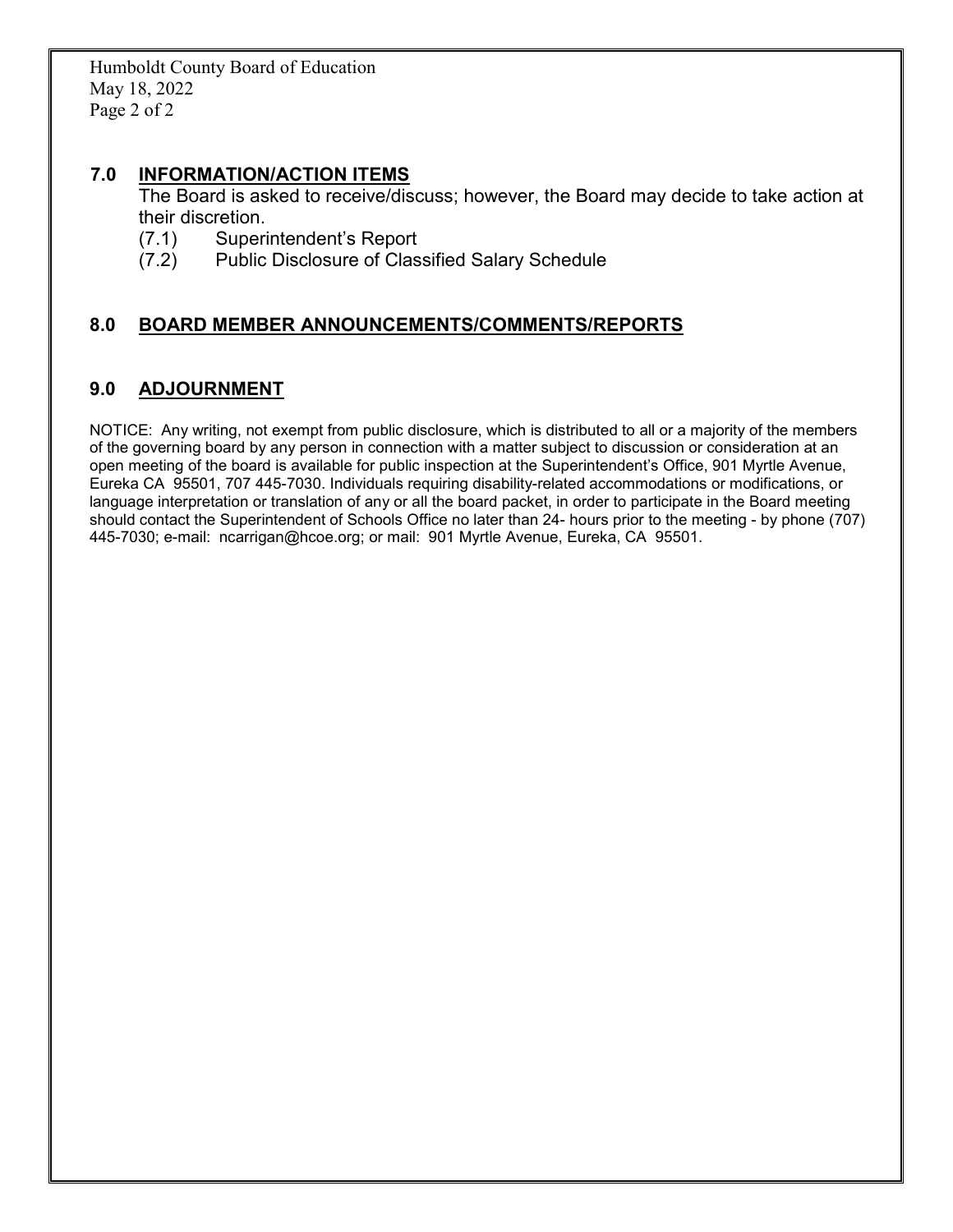## 7.0 INFORMATION/ACTION ITEMS

The Board is asked to receive/discuss; however, the Board may decide to take action at their discretion.

(7.1) Superintendent's Report

(7.2) Public Disclosure of Classified Salary Schedule

## 8.0 BOARD MEMBER ANNOUNCEMENTS/COMMENTS/REPORTS

## 9.0 ADJOURNMENT

NOTICE: Any writing, not exempt from public disclosure, which is distributed to all or a majority of the members of the governing board by any person in connection with a matter subject to discussion or consideration at an open meeting of the board is available for public inspection at the Superintendent's Office, 901 Myrtle Avenue, Eureka CA 95501, 707 445-7030. Individuals requiring disability-related accommodations or modifications, or language interpretation or translation of any or all the board packet, in order to participate in the Board meeting should contact the Superintendent of Schools Office no later than 24- hours prior to the meeting - by phone (707) 445-7030; e-mail: ncarrigan@hcoe.org; or mail: 901 Myrtle Avenue, Eureka, CA 95501.